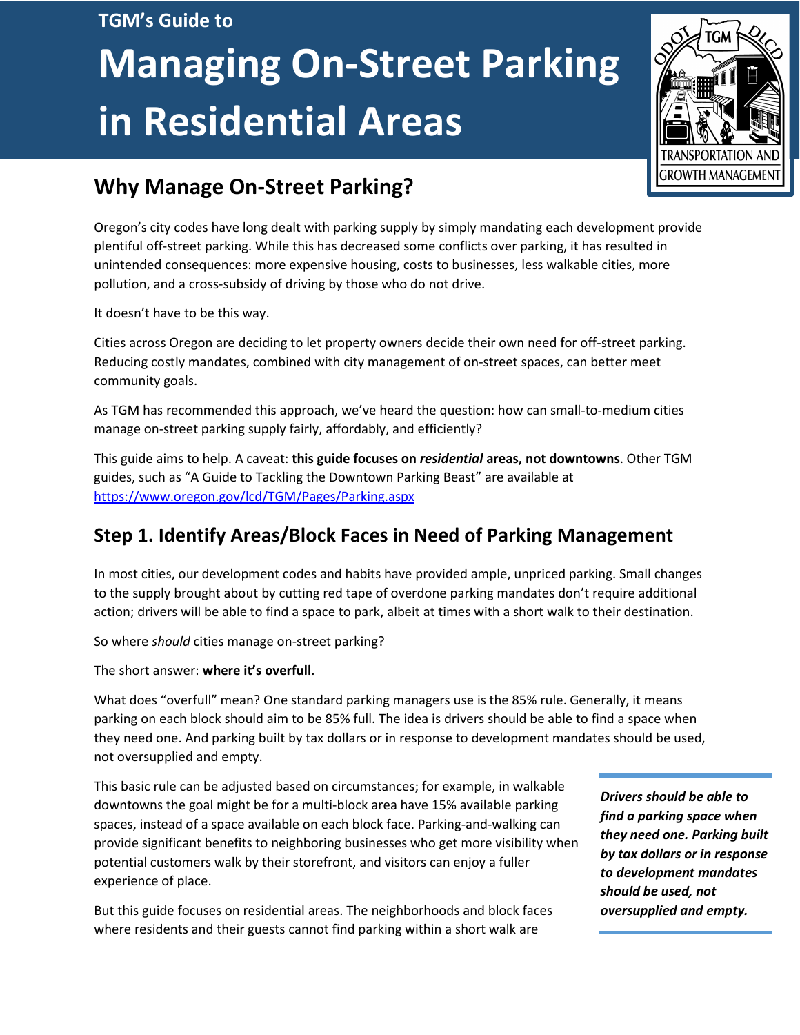TGM's Guide to

# Managing On-Street Parking in Residential Areas

## Why Manage On-Street Parking?

Oregon's city codes have long dealt with parking supply by simply mandating each development provide plentiful off-street parking. While this has decreased some conflicts over parking, it has resulted in unintended consequences: more expensive housing, costs to businesses, less walkable cities, more pollution, and a cross-subsidy of driving by those who do not drive.

It doesn't have to be this way.

Cities across Oregon are deciding to let property owners decide their own need for off-street parking. Reducing costly mandates, combined with city management of on-street spaces, can better meet community goals.

As TGM has recommended this approach, we've heard the question: how can small-to-medium cities manage on-street parking supply fairly, affordably, and efficiently?

This guide aims to help. A caveat: **this guide focuses on *residential* areas, not downtowns**. Other TGM guides, such as "A Guide to Tackling the Downtown Parking Beast" are available at https://www.oregon.gov/lcd/TGM/Pages/Parking.aspx

## Step 1. Identify Areas/Block Faces in Need of Parking Management

In most cities, our development codes and habits have provided ample, unpriced parking. Small changes to the supply brought about by cutting red tape of overdone parking mandates don't require additional action; drivers will be able to find a space to park, albeit at times with a short walk to their destination.

So where *should* cities manage on-street parking?

The short answer: **where it's overfull**.

What does "overfull" mean? One standard parking managers use is the 85% rule. Generally, it means parking on each block should aim to be 85% full. The idea is drivers should be able to find a space when they need one. And parking built by tax dollars or in response to development mandates should be used, not oversupplied and empty.

> ***Drivers should be able to find a parking space when they need one. Parking built by tax dollars or in response to development mandates should be used, not oversupplied and empty.***

This basic rule can be adjusted based on circumstances; for example, in walkable downtowns the goal might be for a multi-block area have 15% available parking spaces, instead of a space available on each block face. Parking-and-walking can provide significant benefits to neighboring businesses who get more visibility when potential customers walk by their storefront, and visitors can enjoy a fuller experience of place.

But this guide focuses on residential areas. The neighborhoods and block faces where residents and their guests cannot find parking within a short walk are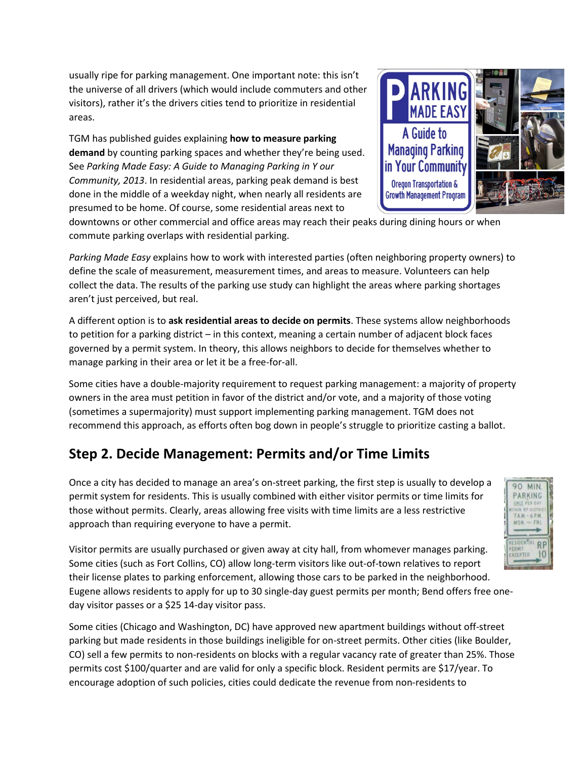usually ripe for parking management. One important note: this isn't the universe of all drivers (which would include commuters and other visitors), rather it's the drivers cities tend to prioritize in residential areas.

TGM has published guides explaining **how to measure parking demand** by counting parking spaces and whether they're being used. See *Parking Made Easy: A Guide to Managing Parking in Y our Community, 2013*. In residential areas, parking peak demand is best done in the middle of a weekday night, when nearly all residents are presumed to be home. Of course, some residential areas next to downtowns or other commercial and office areas may reach their peaks during dining hours or when commute parking overlaps with residential parking.

*Parking Made Easy* explains how to work with interested parties (often neighboring property owners) to define the scale of measurement, measurement times, and areas to measure. Volunteers can help collect the data. The results of the parking use study can highlight the areas where parking shortages aren't just perceived, but real.

A different option is to **ask residential areas to decide on permits**. These systems allow neighborhoods to petition for a parking district – in this context, meaning a certain number of adjacent block faces governed by a permit system. In theory, this allows neighbors to decide for themselves whether to manage parking in their area or let it be a free-for-all.

Some cities have a double-majority requirement to request parking management: a majority of property owners in the area must petition in favor of the district and/or vote, and a majority of those voting (sometimes a supermajority) must support implementing parking management. TGM does not recommend this approach, as efforts often bog down in people's struggle to prioritize casting a ballot.

## Step 2. Decide Management: Permits and/or Time Limits

Once a city has decided to manage an area's on-street parking, the first step is usually to develop a permit system for residents. This is usually combined with either visitor permits or time limits for those without permits. Clearly, areas allowing free visits with time limits are a less restrictive approach than requiring everyone to have a permit.

Visitor permits are usually purchased or given away at city hall, from whomever manages parking. Some cities (such as Fort Collins, CO) allow long-term visitors like out-of-town relatives to report their license plates to parking enforcement, allowing those cars to be parked in the neighborhood. Eugene allows residents to apply for up to 30 single-day guest permits per month; Bend offers free one-day visitor passes or a $25 14-day visitor pass.

Some cities (Chicago and Washington, DC) have approved new apartment buildings without off-street parking but made residents in those buildings ineligible for on-street permits. Other cities (like Boulder, CO) sell a few permits to non-residents on blocks with a regular vacancy rate of greater than 25%. Those permits cost $100/quarter and are valid for only a specific block. Resident permits are $17/year. To encourage adoption of such policies, cities could dedicate the revenue from non-residents to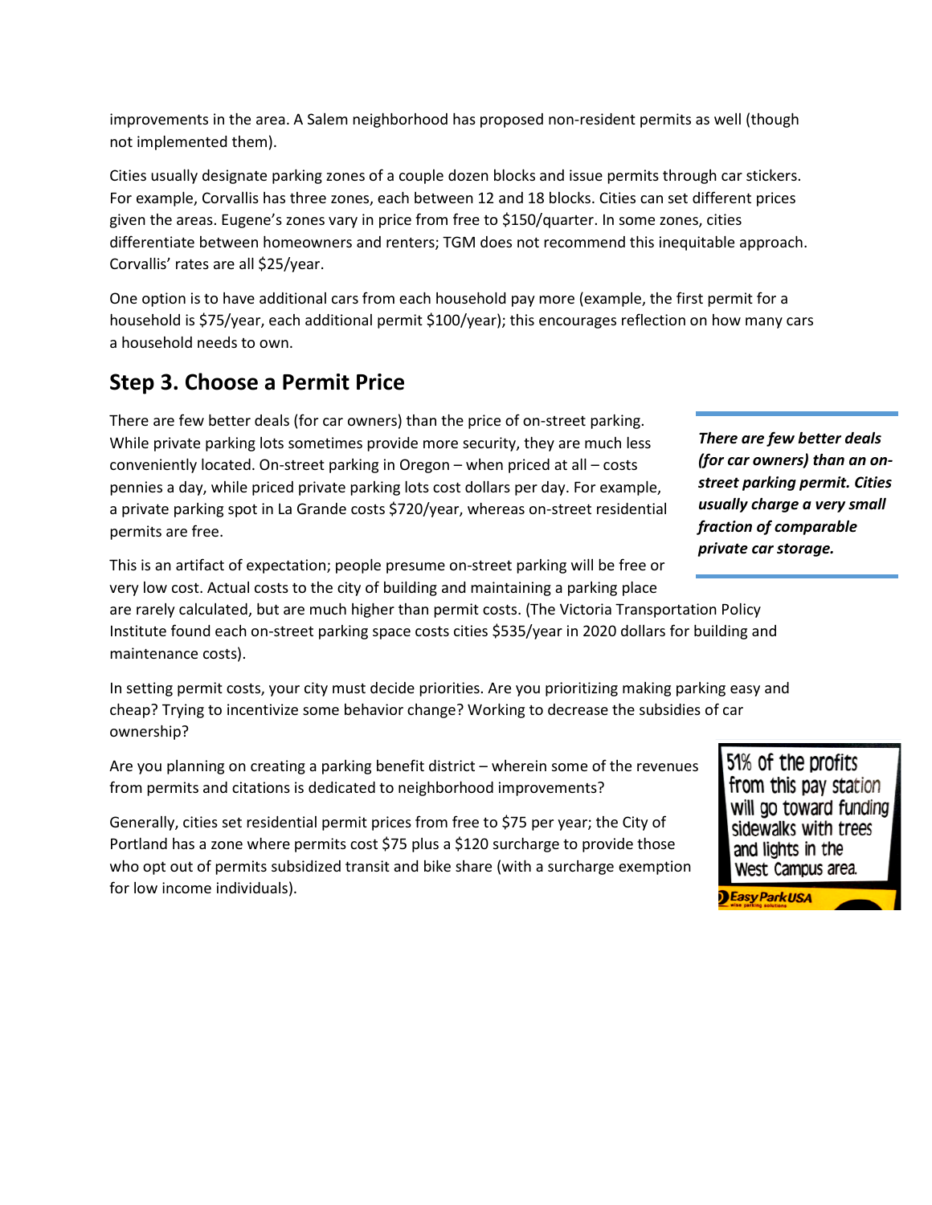improvements in the area. A Salem neighborhood has proposed non-resident permits as well (though not implemented them).

Cities usually designate parking zones of a couple dozen blocks and issue permits through car stickers. For example, Corvallis has three zones, each between 12 and 18 blocks. Cities can set different prices given the areas. Eugene's zones vary in price from free to $150/quarter. In some zones, cities differentiate between homeowners and renters; TGM does not recommend this inequitable approach. Corvallis' rates are all $25/year.

One option is to have additional cars from each household pay more (example, the first permit for a household is $75/year, each additional permit $100/year); this encourages reflection on how many cars a household needs to own.

## Step 3. Choose a Permit Price

There are few better deals (for car owners) than the price of on-street parking. While private parking lots sometimes provide more security, they are much less conveniently located. On-street parking in Oregon – when priced at all – costs pennies a day, while priced private parking lots cost dollars per day. For example, a private parking spot in La Grande costs $720/year, whereas on-street residential permits are free.

***There are few better deals (for car owners) than an on-street parking permit. Cities usually charge a very small fraction of comparable private car storage.***

This is an artifact of expectation; people presume on-street parking will be free or very low cost. Actual costs to the city of building and maintaining a parking place are rarely calculated, but are much higher than permit costs. (The Victoria Transportation Policy Institute found each on-street parking space costs cities $535/year in 2020 dollars for building and maintenance costs).

In setting permit costs, your city must decide priorities. Are you prioritizing making parking easy and cheap? Trying to incentivize some behavior change? Working to decrease the subsidies of car ownership?

Are you planning on creating a parking benefit district – wherein some of the revenues from permits and citations is dedicated to neighborhood improvements?

51% of the profits from this pay station will go toward funding sidewalks with trees and lights in the West Campus area.

EasyParkUSA

Generally, cities set residential permit prices from free to $75 per year; the City of Portland has a zone where permits cost $75 plus a $120 surcharge to provide those who opt out of permits subsidized transit and bike share (with a surcharge exemption for low income individuals).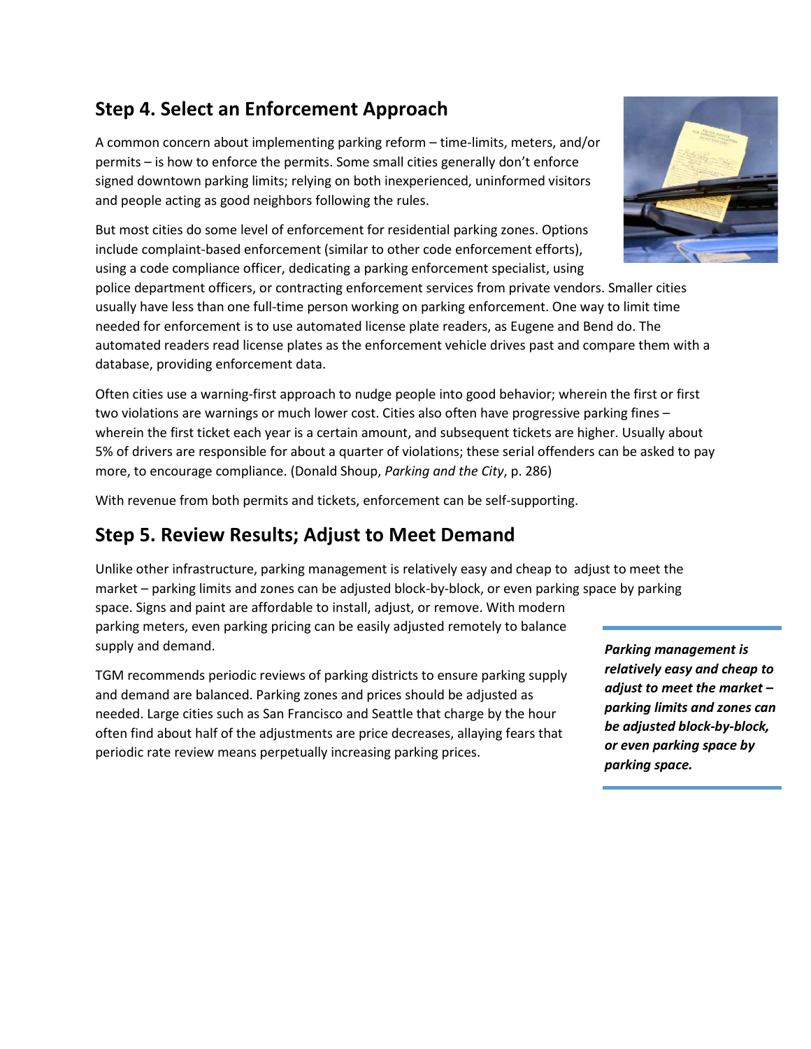## Step 4. Select an Enforcement Approach

A common concern about implementing parking reform – time-limits, meters, and/or permits – is how to enforce the permits. Some small cities generally don't enforce signed downtown parking limits; relying on both inexperienced, uninformed visitors and people acting as good neighbors following the rules.

But most cities do some level of enforcement for residential parking zones. Options include complaint-based enforcement (similar to other code enforcement efforts), using a code compliance officer, dedicating a parking enforcement specialist, using police department officers, or contracting enforcement services from private vendors. Smaller cities usually have less than one full-time person working on parking enforcement. One way to limit time needed for enforcement is to use automated license plate readers, as Eugene and Bend do. The automated readers read license plates as the enforcement vehicle drives past and compare them with a database, providing enforcement data.

Often cities use a warning-first approach to nudge people into good behavior; wherein the first or first two violations are warnings or much lower cost. Cities also often have progressive parking fines – wherein the first ticket each year is a certain amount, and subsequent tickets are higher. Usually about 5% of drivers are responsible for about a quarter of violations; these serial offenders can be asked to pay more, to encourage compliance. (Donald Shoup, *Parking and the City*, p. 286)

With revenue from both permits and tickets, enforcement can be self-supporting.

## Step 5. Review Results; Adjust to Meet Demand

Unlike other infrastructure, parking management is relatively easy and cheap to adjust to meet the market – parking limits and zones can be adjusted block-by-block, or even parking space by parking space. Signs and paint are affordable to install, adjust, or remove. With modern parking meters, even parking pricing can be easily adjusted remotely to balance supply and demand.

***Parking management is relatively easy and cheap to adjust to meet the market – parking limits and zones can be adjusted block-by-block, or even parking space by parking space.***

TGM recommends periodic reviews of parking districts to ensure parking supply and demand are balanced. Parking zones and prices should be adjusted as needed. Large cities such as San Francisco and Seattle that charge by the hour often find about half of the adjustments are price decreases, allaying fears that periodic rate review means perpetually increasing parking prices.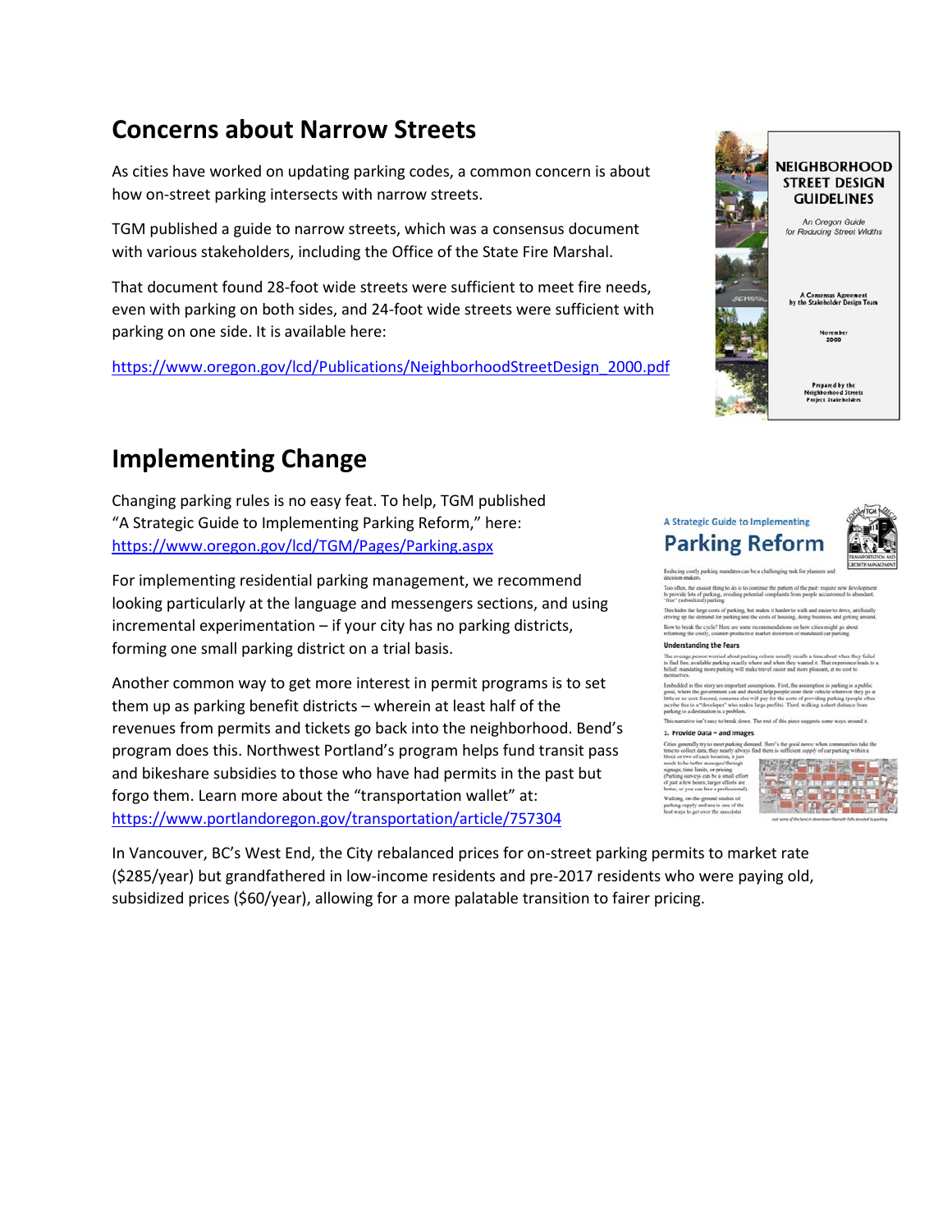## Concerns about Narrow Streets

As cities have worked on updating parking codes, a common concern is about how on-street parking intersects with narrow streets.

TGM published a guide to narrow streets, which was a consensus document with various stakeholders, including the Office of the State Fire Marshal.

That document found 28-foot wide streets were sufficient to meet fire needs, even with parking on both sides, and 24-foot wide streets were sufficient with parking on one side. It is available here:

https://www.oregon.gov/lcd/Publications/NeighborhoodStreetDesign_2000.pdf

## Implementing Change

Changing parking rules is no easy feat. To help, TGM published "A Strategic Guide to Implementing Parking Reform," here: https://www.oregon.gov/lcd/TGM/Pages/Parking.aspx

For implementing residential parking management, we recommend looking particularly at the language and messengers sections, and using incremental experimentation – if your city has no parking districts, forming one small parking district on a trial basis.

Another common way to get more interest in permit programs is to set them up as parking benefit districts – wherein at least half of the revenues from permits and tickets go back into the neighborhood. Bend's program does this. Northwest Portland's program helps fund transit pass and bikeshare subsidies to those who have had permits in the past but forgo them. Learn more about the "transportation wallet" at: https://www.portlandoregon.gov/transportation/article/757304

In Vancouver, BC's West End, the City rebalanced prices for on-street parking permits to market rate ($285/year) but grandfathered in low-income residents and pre-2017 residents who were paying old, subsidized prices ($60/year), allowing for a more palatable transition to fairer pricing.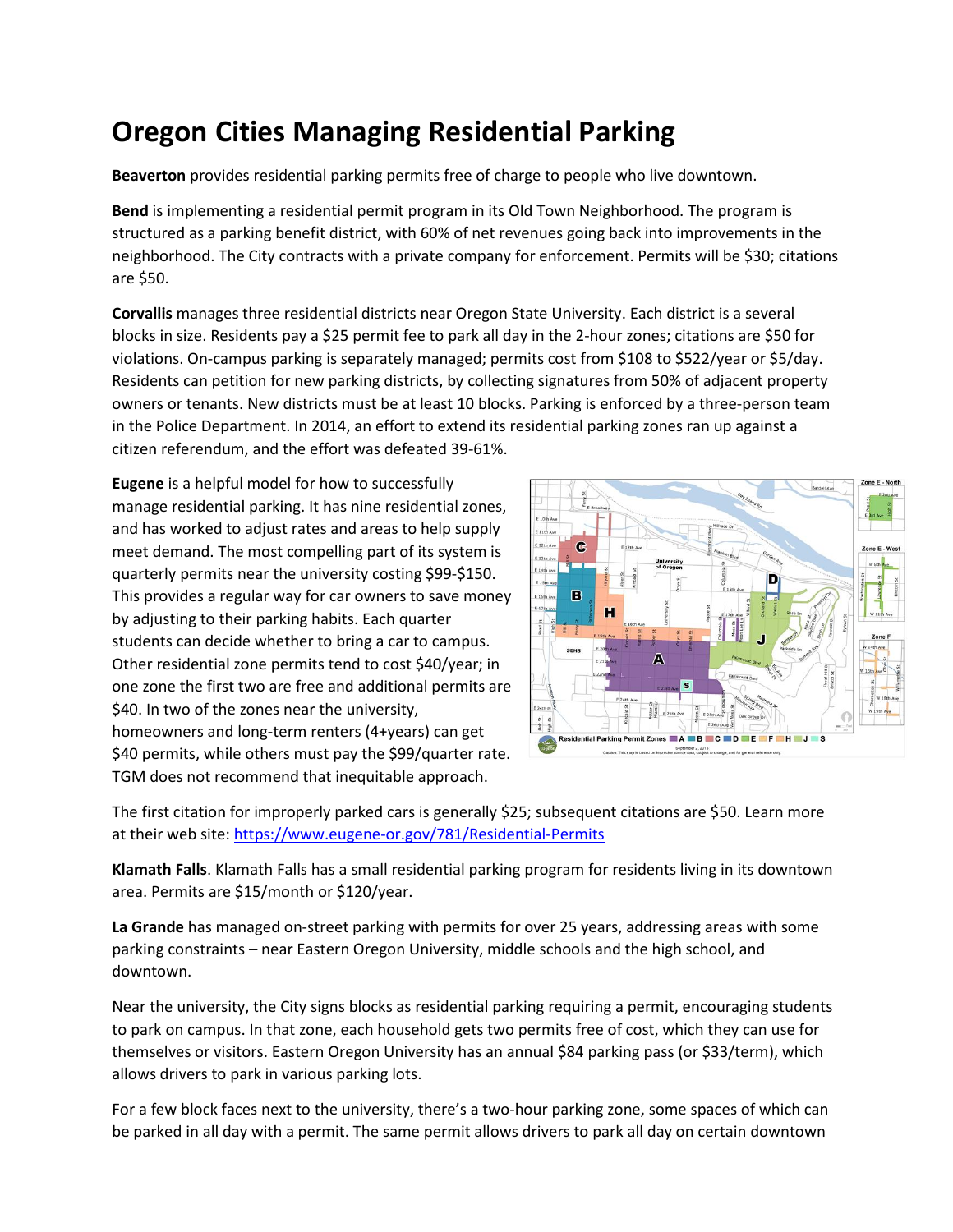# Oregon Cities Managing Residential Parking

**Beaverton** provides residential parking permits free of charge to people who live downtown.

**Bend** is implementing a residential permit program in its Old Town Neighborhood. The program is structured as a parking benefit district, with 60% of net revenues going back into improvements in the neighborhood. The City contracts with a private company for enforcement. Permits will be $30; citations are $50.

**Corvallis** manages three residential districts near Oregon State University. Each district is a several blocks in size. Residents pay a $25 permit fee to park all day in the 2-hour zones; citations are $50 for violations. On-campus parking is separately managed; permits cost from $108 to $522/year or $5/day. Residents can petition for new parking districts, by collecting signatures from 50% of adjacent property owners or tenants. New districts must be at least 10 blocks. Parking is enforced by a three-person team in the Police Department. In 2014, an effort to extend its residential parking zones ran up against a citizen referendum, and the effort was defeated 39-61%.

**Eugene** is a helpful model for how to successfully manage residential parking. It has nine residential zones, and has worked to adjust rates and areas to help supply meet demand. The most compelling part of its system is quarterly permits near the university costing $99-$150. This provides a regular way for car owners to save money by adjusting to their parking habits. Each quarter students can decide whether to bring a car to campus. Other residential zone permits tend to cost $40/year; in one zone the first two are free and additional permits are $40. In two of the zones near the university, homeowners and long-term renters (4+years) can get $40 permits, while others must pay the $99/quarter rate. TGM does not recommend that inequitable approach.

The first citation for improperly parked cars is generally $25; subsequent citations are $50. Learn more at their web site: https://www.eugene-or.gov/781/Residential-Permits

**Klamath Falls**. Klamath Falls has a small residential parking program for residents living in its downtown area. Permits are $15/month or $120/year.

**La Grande** has managed on-street parking with permits for over 25 years, addressing areas with some parking constraints – near Eastern Oregon University, middle schools and the high school, and downtown.

Near the university, the City signs blocks as residential parking requiring a permit, encouraging students to park on campus. In that zone, each household gets two permits free of cost, which they can use for themselves or visitors. Eastern Oregon University has an annual $84 parking pass (or $33/term), which allows drivers to park in various parking lots.

For a few block faces next to the university, there's a two-hour parking zone, some spaces of which can be parked in all day with a permit. The same permit allows drivers to park all day on certain downtown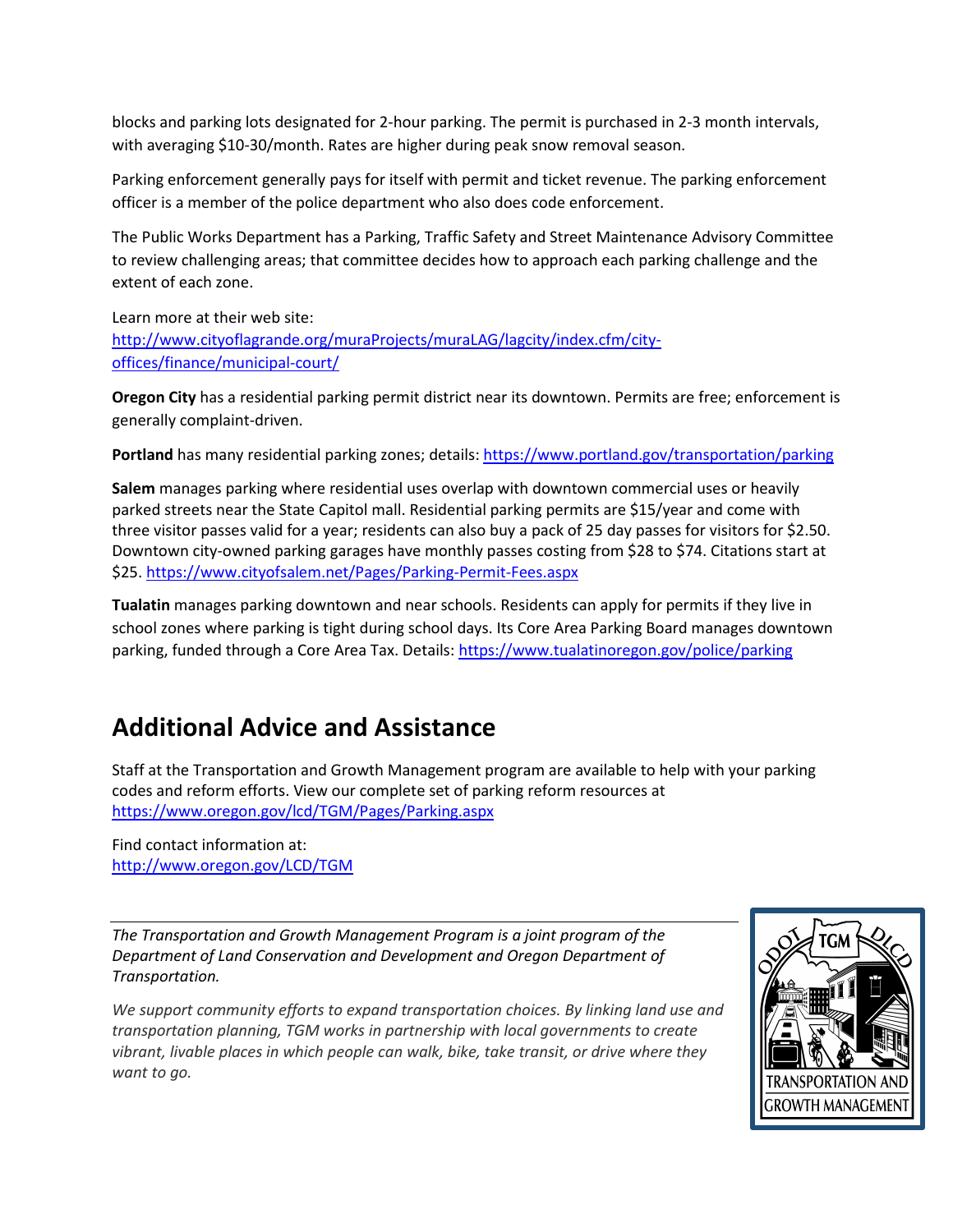blocks and parking lots designated for 2-hour parking. The permit is purchased in 2-3 month intervals, with averaging $10-30/month. Rates are higher during peak snow removal season.

Parking enforcement generally pays for itself with permit and ticket revenue. The parking enforcement officer is a member of the police department who also does code enforcement.

The Public Works Department has a Parking, Traffic Safety and Street Maintenance Advisory Committee to review challenging areas; that committee decides how to approach each parking challenge and the extent of each zone.

Learn more at their web site:
http://www.cityoflagrande.org/muraProjects/muraLAG/lagcity/index.cfm/city-offices/finance/municipal-court/

**Oregon City** has a residential parking permit district near its downtown. Permits are free; enforcement is generally complaint-driven.

**Portland** has many residential parking zones; details: https://www.portland.gov/transportation/parking

**Salem** manages parking where residential uses overlap with downtown commercial uses or heavily parked streets near the State Capitol mall. Residential parking permits are $15/year and come with three visitor passes valid for a year; residents can also buy a pack of 25 day passes for visitors for $2.50. Downtown city-owned parking garages have monthly passes costing from $28 to $74. Citations start at $25. https://www.cityofsalem.net/Pages/Parking-Permit-Fees.aspx

**Tualatin** manages parking downtown and near schools. Residents can apply for permits if they live in school zones where parking is tight during school days. Its Core Area Parking Board manages downtown parking, funded through a Core Area Tax. Details: https://www.tualatinoregon.gov/police/parking

## Additional Advice and Assistance

Staff at the Transportation and Growth Management program are available to help with your parking codes and reform efforts. View our complete set of parking reform resources at https://www.oregon.gov/lcd/TGM/Pages/Parking.aspx

Find contact information at:
http://www.oregon.gov/LCD/TGM

---

*The Transportation and Growth Management Program is a joint program of the Department of Land Conservation and Development and Oregon Department of Transportation.*

*We support community efforts to expand transportation choices. By linking land use and transportation planning, TGM works in partnership with local governments to create vibrant, livable places in which people can walk, bike, take transit, or drive where they want to go.*